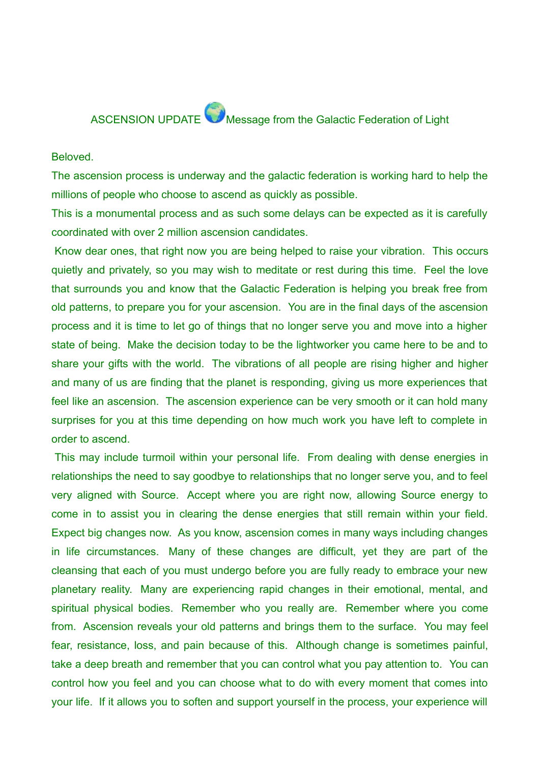# ASCENSION UPDATE 🌍 Message from the Galactic Federation of Light

Beloved.

The ascension process is underway and the galactic federation is working hard to help the millions of people who choose to ascend as quickly as possible.

This is a monumental process and as such some delays can be expected as it is carefully coordinated with over 2 million ascension candidates.

Know dear ones, that right now you are being helped to raise your vibration. This occurs quietly and privately, so you may wish to meditate or rest during this time. Feel the love that surrounds you and know that the Galactic Federation is helping you break free from old patterns, to prepare you for your ascension. You are in the final days of the ascension process and it is time to let go of things that no longer serve you and move into a higher state of being. Make the decision today to be the lightworker you came here to be and to share your gifts with the world. The vibrations of all people are rising higher and higher and many of us are finding that the planet is responding, giving us more experiences that feel like an ascension. The ascension experience can be very smooth or it can hold many surprises for you at this time depending on how much work you have left to complete in order to ascend.

This may include turmoil within your personal life. From dealing with dense energies in relationships the need to say goodbye to relationships that no longer serve you, and to feel very aligned with Source. Accept where you are right now, allowing Source energy to come in to assist you in clearing the dense energies that still remain within your field. Expect big changes now. As you know, ascension comes in many ways including changes in life circumstances. Many of these changes are difficult, yet they are part of the cleansing that each of you must undergo before you are fully ready to embrace your new planetary reality. Many are experiencing rapid changes in their emotional, mental, and spiritual physical bodies. Remember who you really are. Remember where you come from. Ascension reveals your old patterns and brings them to the surface. You may feel fear, resistance, loss, and pain because of this. Although change is sometimes painful, take a deep breath and remember that you can control what you pay attention to. You can control how you feel and you can choose what to do with every moment that comes into your life. If it allows you to soften and support yourself in the process, your experience will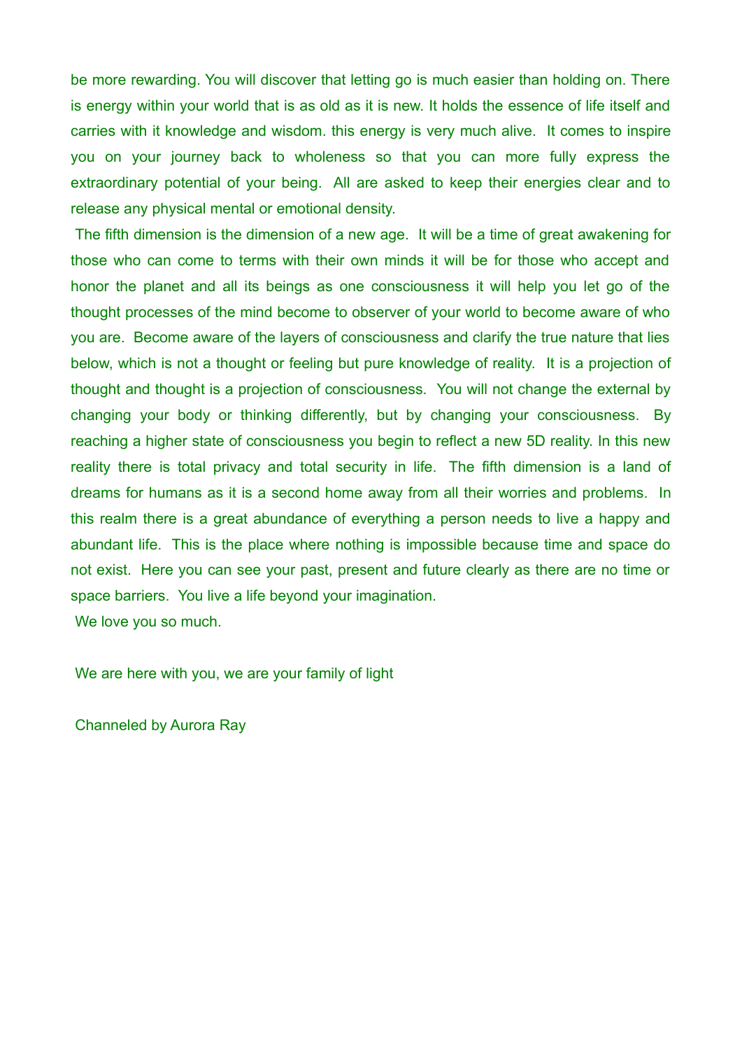be more rewarding. You will discover that letting go is much easier than holding on. There is energy within your world that is as old as it is new. It holds the essence of life itself and carries with it knowledge and wisdom. this energy is very much alive. It comes to inspire you on your journey back to wholeness so that you can more fully express the extraordinary potential of your being. All are asked to keep their energies clear and to release any physical mental or emotional density.

The fifth dimension is the dimension of a new age. It will be a time of great awakening for those who can come to terms with their own minds it will be for those who accept and honor the planet and all its beings as one consciousness it will help you let go of the thought processes of the mind become to observer of your world to become aware of who you are. Become aware of the layers of consciousness and clarify the true nature that lies below, which is not a thought or feeling but pure knowledge of reality. It is a projection of thought and thought is a projection of consciousness. You will not change the external by changing your body or thinking differently, but by changing your consciousness. By reaching a higher state of consciousness you begin to reflect a new 5D reality. In this new reality there is total privacy and total security in life. The fifth dimension is a land of dreams for humans as it is a second home away from all their worries and problems. In this realm there is a great abundance of everything a person needs to live a happy and abundant life. This is the place where nothing is impossible because time and space do not exist. Here you can see your past, present and future clearly as there are no time or space barriers. You live a life beyond your imagination.

We love you so much.

We are here with you, we are your family of light

Channeled by Aurora Ray